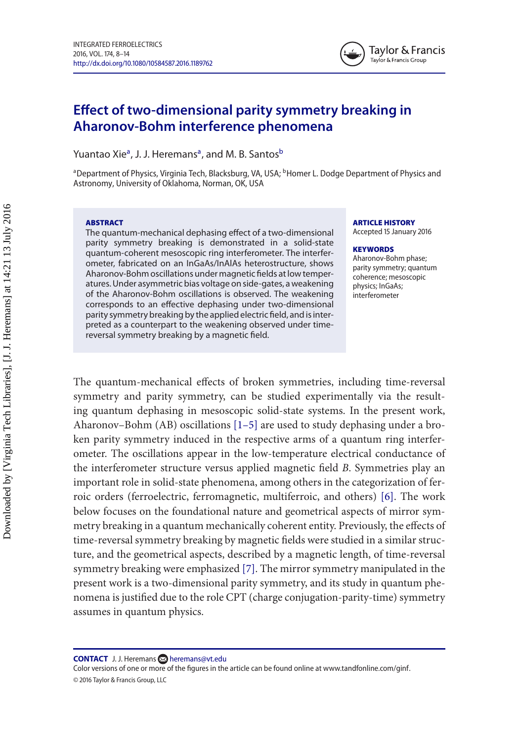# Effect of two-dimensional parity symmetry breaking in Aharonov-Bohm interference phenomena

Yuantao Xie[a], J. J. Heremans[a], and M. B. Santos[b]

[a]Department of Physics, Virginia Tech, Blacksburg, VA, USA; [b]Homer L. Dodge Department of Physics and Astronomy, University of Oklahoma, Norman, OK, USA

**ABSTRACT**

The quantum-mechanical dephasing effect of a two-dimensional parity symmetry breaking is demonstrated in a solid-state quantum-coherent mesoscopic ring interferometer. The interferometer, fabricated on an InGaAs/InAlAs heterostructure, shows Aharonov-Bohm oscillations under magnetic fields at low temperatures. Under asymmetric bias voltage on side-gates, a weakening of the Aharonov-Bohm oscillations is observed. The weakening corresponds to an effective dephasing under two-dimensional parity symmetry breaking by the applied electric field, and is interpreted as a counterpart to the weakening observed under time-reversal symmetry breaking by a magnetic field.

**ARTICLE HISTORY**

Accepted 15 January 2016

**KEYWORDS**

Aharonov-Bohm phase; parity symmetry; quantum coherence; mesoscopic physics; InGaAs; interferometer

The quantum-mechanical effects of broken symmetries, including time-reversal symmetry and parity symmetry, can be studied experimentally via the resulting quantum dephasing in mesoscopic solid-state systems. In the present work, Aharonov–Bohm (AB) oscillations [1–5] are used to study dephasing under a broken parity symmetry induced in the respective arms of a quantum ring interferometer. The oscillations appear in the low-temperature electrical conductance of the interferometer structure versus applied magnetic field $B$. Symmetries play an important role in solid-state phenomena, among others in the categorization of ferroic orders (ferroelectric, ferromagnetic, multiferroic, and others) [6]. The work below focuses on the foundational nature and geometrical aspects of mirror symmetry breaking in a quantum mechanically coherent entity. Previously, the effects of time-reversal symmetry breaking by magnetic fields were studied in a similar structure, and the geometrical aspects, described by a magnetic length, of time-reversal symmetry breaking were emphasized [7]. The mirror symmetry manipulated in the present work is a two-dimensional parity symmetry, and its study in quantum phenomena is justified due to the role CPT (charge conjugation-parity-time) symmetry assumes in quantum physics.

**CONTACT** J. J. Heremans heremans@vt.edu

Color versions of one or more of the figures in the article can be found online at www.tandfonline.com/ginf.

© 2016 Taylor & Francis Group, LLC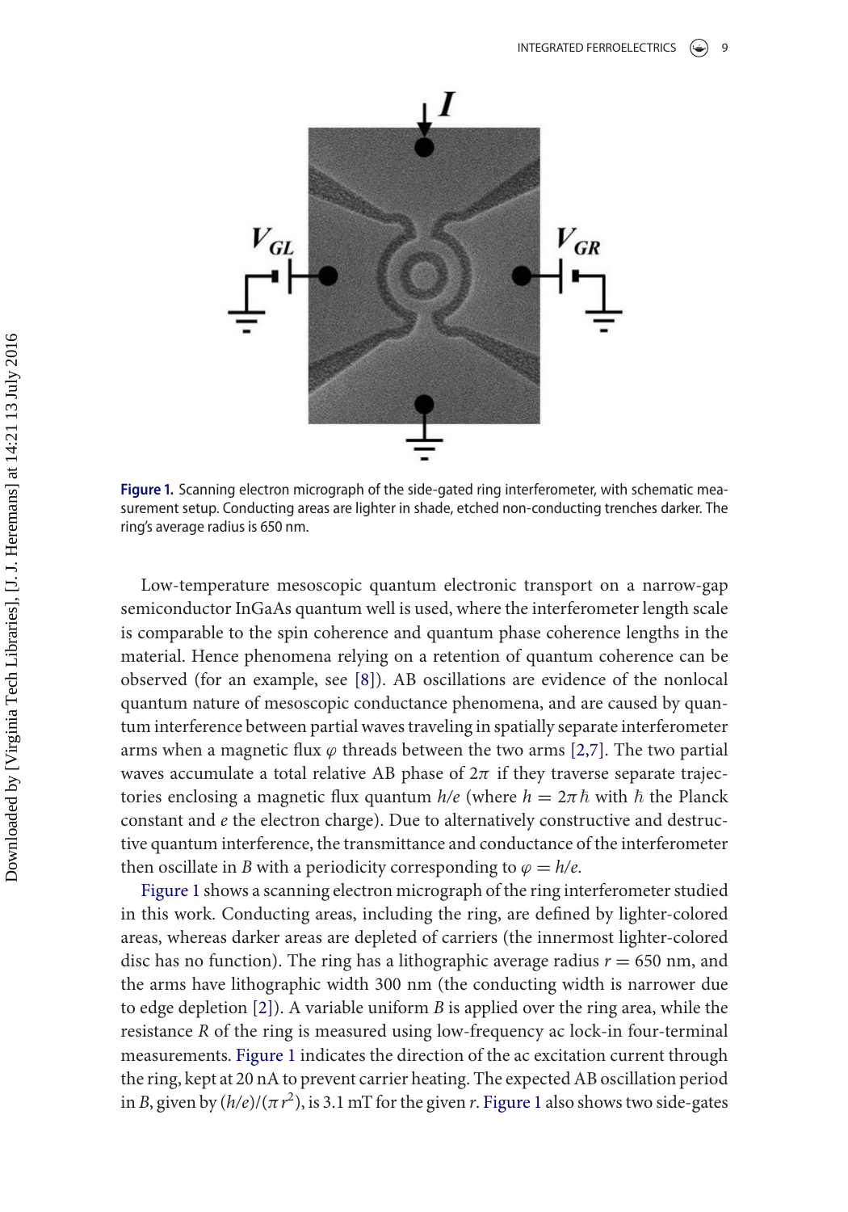**Figure 1.** Scanning electron micrograph of the side-gated ring interferometer, with schematic measurement setup. Conducting areas are lighter in shade, etched non-conducting trenches darker. The ring's average radius is 650 nm.

Low-temperature mesoscopic quantum electronic transport on a narrow-gap semiconductor InGaAs quantum well is used, where the interferometer length scale is comparable to the spin coherence and quantum phase coherence lengths in the material. Hence phenomena relying on a retention of quantum coherence can be observed (for an example, see [8]). AB oscillations are evidence of the nonlocal quantum nature of mesoscopic conductance phenomena, and are caused by quantum interference between partial waves traveling in spatially separate interferometer arms when a magnetic flux $\varphi$ threads between the two arms [2,7]. The two partial waves accumulate a total relative AB phase of $2\pi$ if they traverse separate trajectories enclosing a magnetic flux quantum $h/e$ (where $h = 2\pi\hbar$ with $\hbar$ the Planck constant and $e$ the electron charge). Due to alternatively constructive and destructive quantum interference, the transmittance and conductance of the interferometer then oscillate in $B$ with a periodicity corresponding to $\varphi = h/e$.

Figure 1 shows a scanning electron micrograph of the ring interferometer studied in this work. Conducting areas, including the ring, are defined by lighter-colored areas, whereas darker areas are depleted of carriers (the innermost lighter-colored disc has no function). The ring has a lithographic average radius $r = 650$ nm, and the arms have lithographic width 300 nm (the conducting width is narrower due to edge depletion [2]). A variable uniform $B$ is applied over the ring area, while the resistance $R$ of the ring is measured using low-frequency ac lock-in four-terminal measurements. Figure 1 indicates the direction of the ac excitation current through the ring, kept at 20 nA to prevent carrier heating. The expected AB oscillation period in $B$, given by $(h/e)/(\pi r^2)$, is 3.1 mT for the given $r$. Figure 1 also shows two side-gates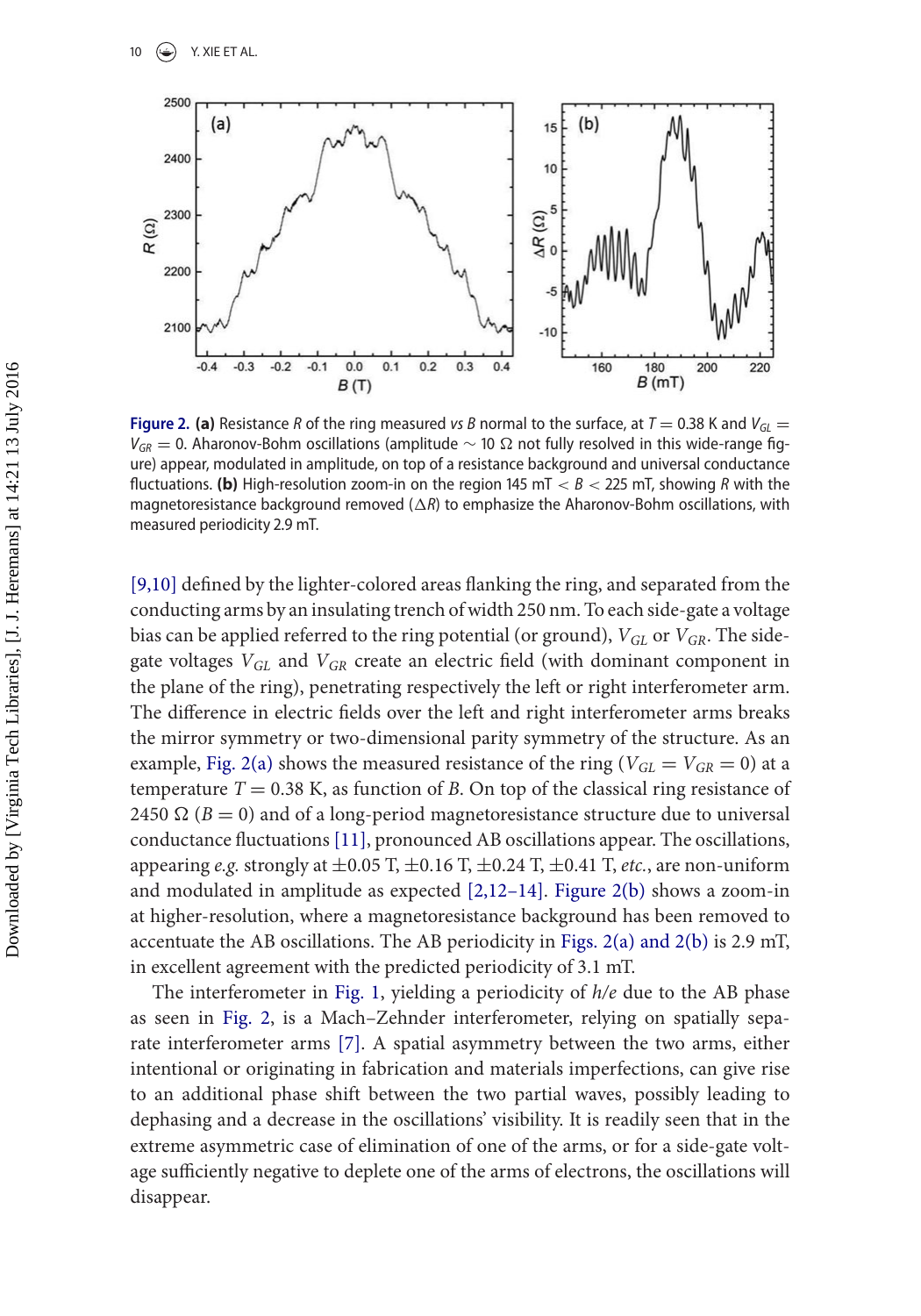**Figure 2.** **(a)** Resistance $R$ of the ring measured *vs* $B$ normal to the surface, at $T = 0.38$ K and $V_{GL} = V_{GR} = 0$. Aharonov-Bohm oscillations (amplitude $\sim 10\ \Omega$ not fully resolved in this wide-range figure) appear, modulated in amplitude, on top of a resistance background and universal conductance fluctuations. **(b)** High-resolution zoom-in on the region 145 mT $< B <$ 225 mT, showing $R$ with the magnetoresistance background removed ($\Delta R$) to emphasize the Aharonov-Bohm oscillations, with measured periodicity 2.9 mT.

[9,10] defined by the lighter-colored areas flanking the ring, and separated from the conducting arms by an insulating trench of width 250 nm. To each side-gate a voltage bias can be applied referred to the ring potential (or ground), $V_{GL}$ or $V_{GR}$. The side-gate voltages $V_{GL}$ and $V_{GR}$ create an electric field (with dominant component in the plane of the ring), penetrating respectively the left or right interferometer arm. The difference in electric fields over the left and right interferometer arms breaks the mirror symmetry or two-dimensional parity symmetry of the structure. As an example, Fig. 2(a) shows the measured resistance of the ring ($V_{GL} = V_{GR} = 0$) at a temperature $T = 0.38$ K, as function of $B$. On top of the classical ring resistance of 2450 $\Omega$ ($B = 0$) and of a long-period magnetoresistance structure due to universal conductance fluctuations [11], pronounced AB oscillations appear. The oscillations, appearing *e.g.* strongly at $\pm 0.05$ T, $\pm 0.16$ T, $\pm 0.24$ T, $\pm 0.41$ T, *etc.*, are non-uniform and modulated in amplitude as expected [2,12–14]. Figure 2(b) shows a zoom-in at higher-resolution, where a magnetoresistance background has been removed to accentuate the AB oscillations. The AB periodicity in Figs. 2(a) and 2(b) is 2.9 mT, in excellent agreement with the predicted periodicity of 3.1 mT.

The interferometer in Fig. 1, yielding a periodicity of $h/e$ due to the AB phase as seen in Fig. 2, is a Mach–Zehnder interferometer, relying on spatially separate interferometer arms [7]. A spatial asymmetry between the two arms, either intentional or originating in fabrication and materials imperfections, can give rise to an additional phase shift between the two partial waves, possibly leading to dephasing and a decrease in the oscillations' visibility. It is readily seen that in the extreme asymmetric case of elimination of one of the arms, or for a side-gate voltage sufficiently negative to deplete one of the arms of electrons, the oscillations will disappear.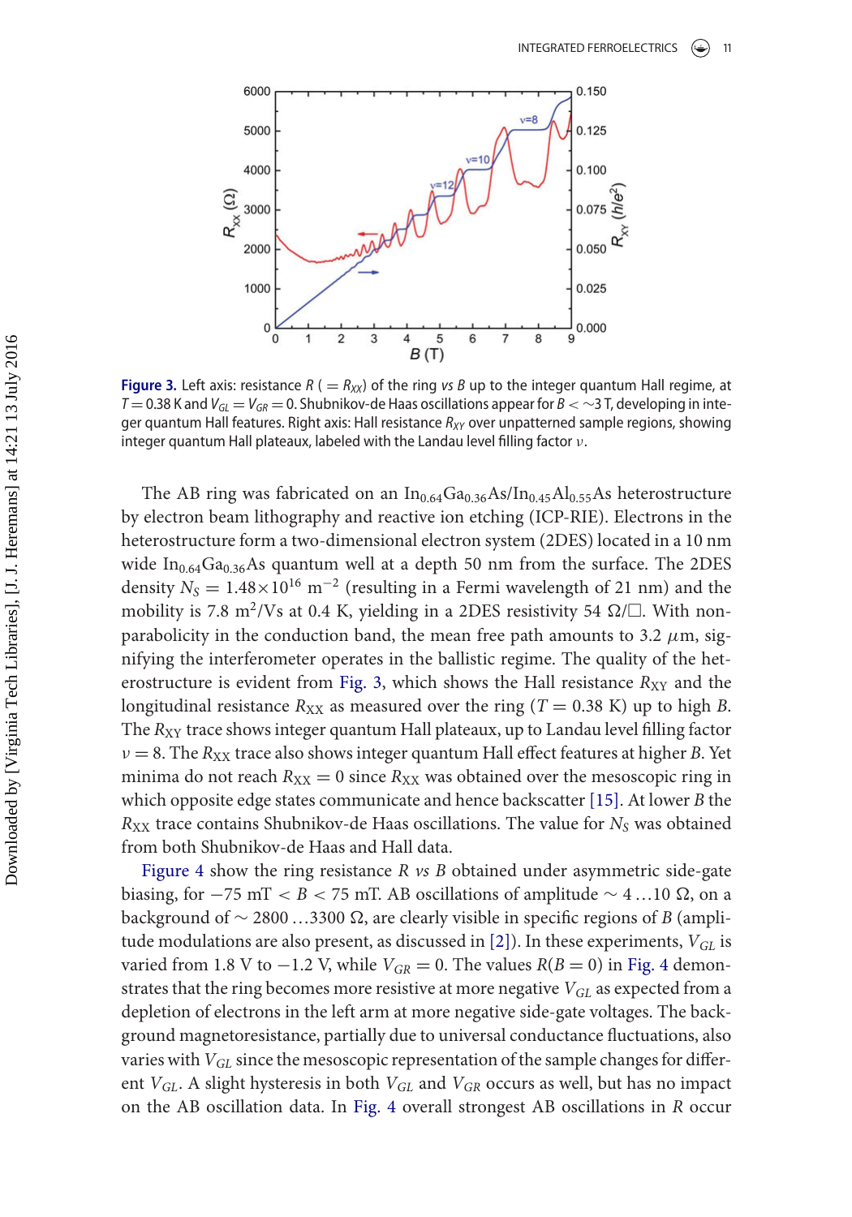**Figure 3.** Left axis: resistance $R$ ($= R_{XX}$) of the ring *vs* $B$ up to the integer quantum Hall regime, at $T = 0.38$ K and $V_{GL} = V_{GR} = 0$. Shubnikov-de Haas oscillations appear for $B < \sim 3$ T, developing in integer quantum Hall features. Right axis: Hall resistance $R_{XY}$ over unpatterned sample regions, showing integer quantum Hall plateaux, labeled with the Landau level filling factor $\nu$.

The AB ring was fabricated on an $In_{0.64}Ga_{0.36}As/In_{0.45}Al_{0.55}As$ heterostructure by electron beam lithography and reactive ion etching (ICP-RIE). Electrons in the heterostructure form a two-dimensional electron system (2DES) located in a 10 nm wide $In_{0.64}Ga_{0.36}As$ quantum well at a depth 50 nm from the surface. The 2DES density $N_S = 1.48 \times 10^{16}$ m$^{-2}$ (resulting in a Fermi wavelength of 21 nm) and the mobility is 7.8 m$^2$/Vs at 0.4 K, yielding in a 2DES resistivity 54 $\Omega/\square$. With non-parabolicity in the conduction band, the mean free path amounts to 3.2 $\mu$m, signifying the interferometer operates in the ballistic regime. The quality of the heterostructure is evident from Fig. 3, which shows the Hall resistance $R_{XY}$ and the longitudinal resistance $R_{XX}$ as measured over the ring ($T = 0.38$ K) up to high $B$. The $R_{XY}$ trace shows integer quantum Hall plateaux, up to Landau level filling factor $\nu = 8$. The $R_{XX}$ trace also shows integer quantum Hall effect features at higher $B$. Yet minima do not reach $R_{XX} = 0$ since $R_{XX}$ was obtained over the mesoscopic ring in which opposite edge states communicate and hence backscatter [15]. At lower $B$ the $R_{XX}$ trace contains Shubnikov-de Haas oscillations. The value for $N_S$ was obtained from both Shubnikov-de Haas and Hall data.

Figure 4 show the ring resistance $R$ *vs* $B$ obtained under asymmetric side-gate biasing, for $-75$ mT $< B <$ 75 mT. AB oscillations of amplitude $\sim 4 \ldots 10$ $\Omega$, on a background of $\sim 2800 \ldots 3300$ $\Omega$, are clearly visible in specific regions of $B$ (amplitude modulations are also present, as discussed in [2]). In these experiments, $V_{GL}$ is varied from 1.8 V to $-1.2$ V, while $V_{GR} = 0$. The values $R(B = 0)$ in Fig. 4 demonstrates that the ring becomes more resistive at more negative $V_{GL}$ as expected from a depletion of electrons in the left arm at more negative side-gate voltages. The background magnetoresistance, partially due to universal conductance fluctuations, also varies with $V_{GL}$ since the mesoscopic representation of the sample changes for different $V_{GL}$. A slight hysteresis in both $V_{GL}$ and $V_{GR}$ occurs as well, but has no impact on the AB oscillation data. In Fig. 4 overall strongest AB oscillations in $R$ occur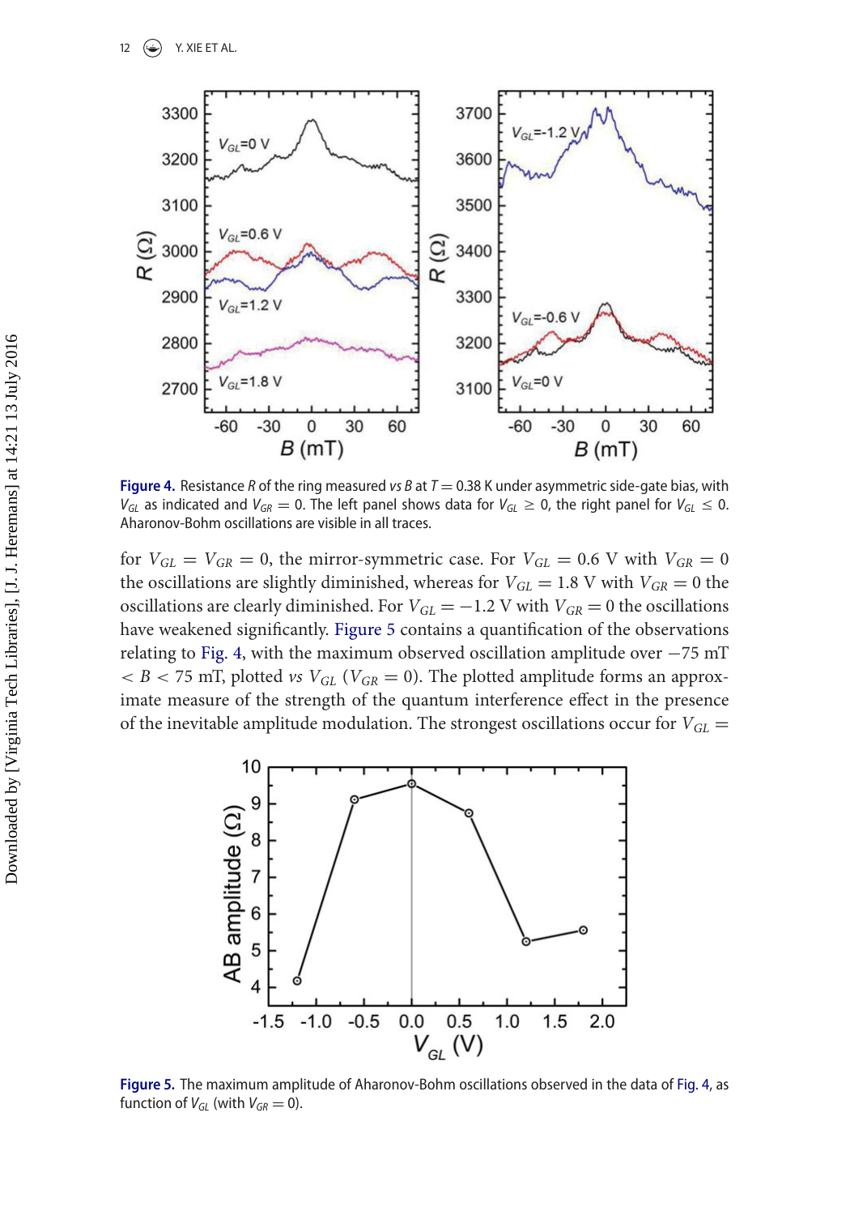Figure 4. Resistance $R$ of the ring measured *vs* $B$ at $T = 0.38$ K under asymmetric side-gate bias, with $V_{GL}$ as indicated and $V_{GR} = 0$. The left panel shows data for $V_{GL} \geq 0$, the right panel for $V_{GL} \leq 0$. Aharonov-Bohm oscillations are visible in all traces.

for $V_{GL} = V_{GR} = 0$, the mirror-symmetric case. For $V_{GL} = 0.6$ V with $V_{GR} = 0$ the oscillations are slightly diminished, whereas for $V_{GL} = 1.8$ V with $V_{GR} = 0$ the oscillations are clearly diminished. For $V_{GL} = -1.2$ V with $V_{GR} = 0$ the oscillations have weakened significantly. Figure 5 contains a quantification of the observations relating to Fig. 4, with the maximum observed oscillation amplitude over $-75$ mT $< B < 75$ mT, plotted *vs* $V_{GL}$ ($V_{GR} = 0$). The plotted amplitude forms an approximate measure of the strength of the quantum interference effect in the presence of the inevitable amplitude modulation. The strongest oscillations occur for $V_{GL} =$

Figure 5. The maximum amplitude of Aharonov-Bohm oscillations observed in the data of Fig. 4, as function of $V_{GL}$ (with $V_{GR} = 0$).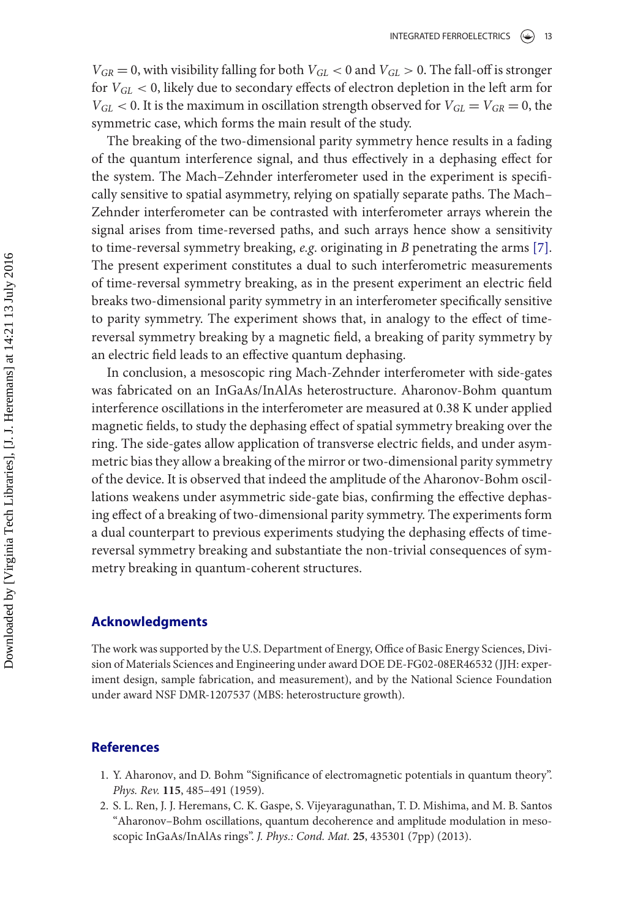$V_{GR} = 0$, with visibility falling for both $V_{GL} < 0$ and $V_{GL} > 0$. The fall-off is stronger for $V_{GL} < 0$, likely due to secondary effects of electron depletion in the left arm for $V_{GL} < 0$. It is the maximum in oscillation strength observed for $V_{GL} = V_{GR} = 0$, the symmetric case, which forms the main result of the study.

The breaking of the two-dimensional parity symmetry hence results in a fading of the quantum interference signal, and thus effectively in a dephasing effect for the system. The Mach–Zehnder interferometer used in the experiment is specifically sensitive to spatial asymmetry, relying on spatially separate paths. The Mach–Zehnder interferometer can be contrasted with interferometer arrays wherein the signal arises from time-reversed paths, and such arrays hence show a sensitivity to time-reversal symmetry breaking, *e.g.* originating in $B$ penetrating the arms [7]. The present experiment constitutes a dual to such interferometric measurements of time-reversal symmetry breaking, as in the present experiment an electric field breaks two-dimensional parity symmetry in an interferometer specifically sensitive to parity symmetry. The experiment shows that, in analogy to the effect of time-reversal symmetry breaking by a magnetic field, a breaking of parity symmetry by an electric field leads to an effective quantum dephasing.

In conclusion, a mesoscopic ring Mach-Zehnder interferometer with side-gates was fabricated on an InGaAs/InAlAs heterostructure. Aharonov-Bohm quantum interference oscillations in the interferometer are measured at 0.38 K under applied magnetic fields, to study the dephasing effect of spatial symmetry breaking over the ring. The side-gates allow application of transverse electric fields, and under asymmetric bias they allow a breaking of the mirror or two-dimensional parity symmetry of the device. It is observed that indeed the amplitude of the Aharonov-Bohm oscillations weakens under asymmetric side-gate bias, confirming the effective dephasing effect of a breaking of two-dimensional parity symmetry. The experiments form a dual counterpart to previous experiments studying the dephasing effects of time-reversal symmetry breaking and substantiate the non-trivial consequences of symmetry breaking in quantum-coherent structures.

## Acknowledgments

The work was supported by the U.S. Department of Energy, Office of Basic Energy Sciences, Division of Materials Sciences and Engineering under award DOE DE-FG02-08ER46532 (JJH: experiment design, sample fabrication, and measurement), and by the National Science Foundation under award NSF DMR-1207537 (MBS: heterostructure growth).

## References

1. Y. Aharonov, and D. Bohm "Significance of electromagnetic potentials in quantum theory". *Phys. Rev.* **115**, 485–491 (1959).
2. S. L. Ren, J. J. Heremans, C. K. Gaspe, S. Vijeyaragunathan, T. D. Mishima, and M. B. Santos "Aharonov–Bohm oscillations, quantum decoherence and amplitude modulation in mesoscopic InGaAs/InAlAs rings". *J. Phys.: Cond. Mat.* **25**, 435301 (7pp) (2013).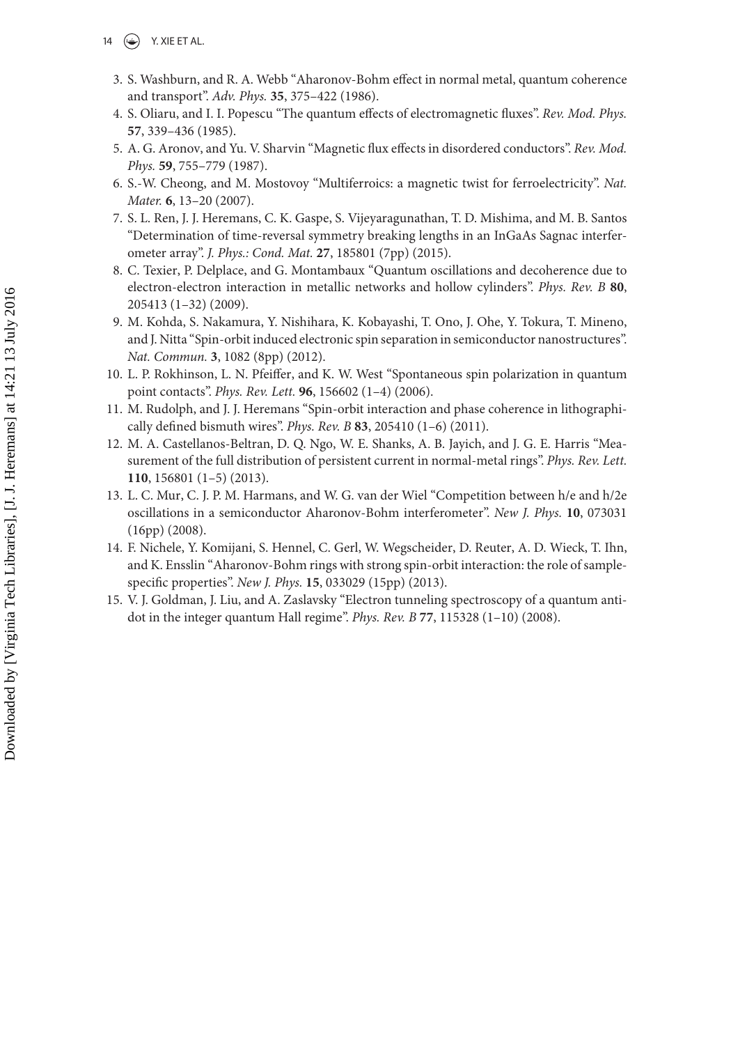3. S. Washburn, and R. A. Webb "Aharonov-Bohm effect in normal metal, quantum coherence and transport". *Adv. Phys.* **35**, 375–422 (1986).
4. S. Oliaru, and I. I. Popescu "The quantum effects of electromagnetic fluxes". *Rev. Mod. Phys.* **57**, 339–436 (1985).
5. A. G. Aronov, and Yu. V. Sharvin "Magnetic flux effects in disordered conductors". *Rev. Mod. Phys.* **59**, 755–779 (1987).
6. S.-W. Cheong, and M. Mostovoy "Multiferroics: a magnetic twist for ferroelectricity". *Nat. Mater.* **6**, 13–20 (2007).
7. S. L. Ren, J. J. Heremans, C. K. Gaspe, S. Vijeyaragunathan, T. D. Mishima, and M. B. Santos "Determination of time-reversal symmetry breaking lengths in an InGaAs Sagnac interferometer array". *J. Phys.: Cond. Mat.* **27**, 185801 (7pp) (2015).
8. C. Texier, P. Delplace, and G. Montambaux "Quantum oscillations and decoherence due to electron-electron interaction in metallic networks and hollow cylinders". *Phys. Rev. B* **80**, 205413 (1–32) (2009).
9. M. Kohda, S. Nakamura, Y. Nishihara, K. Kobayashi, T. Ono, J. Ohe, Y. Tokura, T. Mineno, and J. Nitta "Spin-orbit induced electronic spin separation in semiconductor nanostructures". *Nat. Commun.* **3**, 1082 (8pp) (2012).
10. L. P. Rokhinson, L. N. Pfeiffer, and K. W. West "Spontaneous spin polarization in quantum point contacts". *Phys. Rev. Lett.* **96**, 156602 (1–4) (2006).
11. M. Rudolph, and J. J. Heremans "Spin-orbit interaction and phase coherence in lithographically defined bismuth wires". *Phys. Rev. B* **83**, 205410 (1–6) (2011).
12. M. A. Castellanos-Beltran, D. Q. Ngo, W. E. Shanks, A. B. Jayich, and J. G. E. Harris "Measurement of the full distribution of persistent current in normal-metal rings". *Phys. Rev. Lett.* **110**, 156801 (1–5) (2013).
13. L. C. Mur, C. J. P. M. Harmans, and W. G. van der Wiel "Competition between h/e and h/2e oscillations in a semiconductor Aharonov-Bohm interferometer". *New J. Phys.* **10**, 073031 (16pp) (2008).
14. F. Nichele, Y. Komijani, S. Hennel, C. Gerl, W. Wegscheider, D. Reuter, A. D. Wieck, T. Ihn, and K. Ensslin "Aharonov-Bohm rings with strong spin-orbit interaction: the role of sample-specific properties". *New J. Phys.* **15**, 033029 (15pp) (2013).
15. V. J. Goldman, J. Liu, and A. Zaslavsky "Electron tunneling spectroscopy of a quantum antidot in the integer quantum Hall regime". *Phys. Rev. B* **77**, 115328 (1–10) (2008).